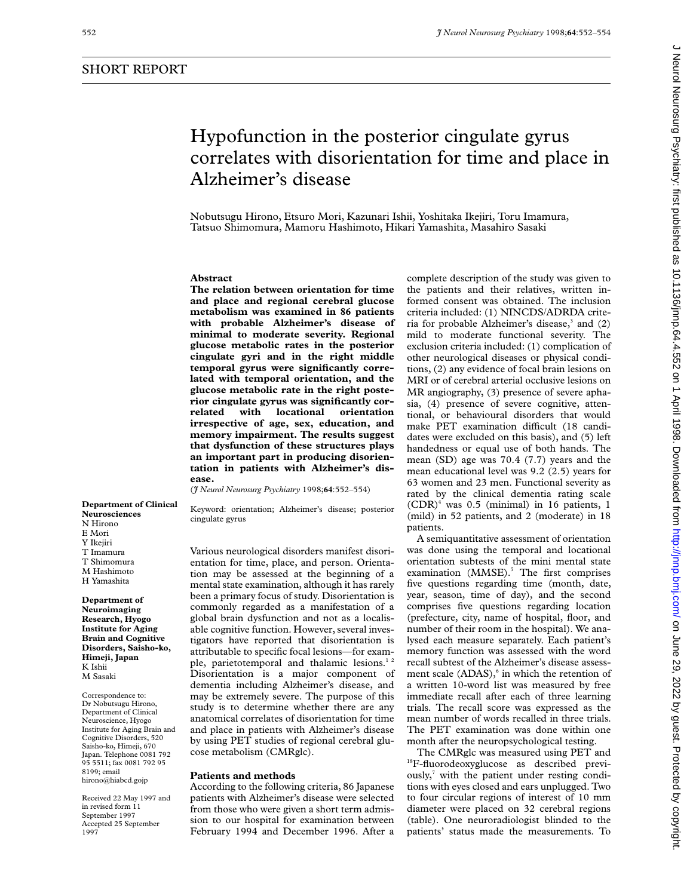SHORT REPORT

# Hypofunction in the posterior cingulate gyrus correlates with disorientation for time and place in Alzheimer's disease

Nobutsugu Hirono, Etsuro Mori, Kazunari Ishii, Yoshitaka Ikejiri, Toru Imamura, Tatsuo Shimomura, Mamoru Hashimoto, Hikari Yamashita, Masahiro Sasaki

## Abstract

**The relation between orientation for time and place and regional cerebral glucose metabolism was examined in 86 patients with probable Alzheimer's disease of minimal to moderate severity. Regional glucose metabolic rates in the posterior cingulate gyri and in the right middle temporal gyrus were significantly correlated with temporal orientation, and the glucose metabolic rate in the right posterior cingulate gyrus was significantly correlated with locational orientation irrespective of age, sex, education, and memory impairment. The results suggest that dysfunction of these structures plays an important part in producing disorientation in patients with Alzheimer's disease.**

(*J Neurol Neurosurg Psychiatry* 1998;**64**:552–554)

Keyword: orientation; Alzheimer's disease; posterior cingulate gyrus

**Department of Clinical Neurosciences**
N Hirono
E Mori
Y Ikejiri
T Imamura
T Shimomura
M Hashimoto
H Yamashita

**Department of Neuroimaging Research, Hyogo Institute for Aging Brain and Cognitive Disorders, Saisho-ko, Himeji, Japan**
K Ishii
M Sasaki

Correspondence to: Dr Nobutsugu Hirono, Department of Clinical Neuroscience, Hyogo Institute for Aging Brain and Cognitive Disorders, 520 Saisho-ko, Himeji, 670 Japan. Telephone 0081 792 95 5511; fax 0081 792 95 8199; email hirono@hiabcd.gojp

Received 22 May 1997 and in revised form 11 September 1997
Accepted 25 September 1997

Various neurological disorders manifest disorientation for time, place, and person. Orientation may be assessed at the beginning of a mental state examination, although it has rarely been a primary focus of study. Disorientation is commonly regarded as a manifestation of a global brain dysfunction and not as a localisable cognitive function. However, several investigators have reported that disorientation is attributable to specific focal lesions—for example, parietotemporal and thalamic lesions.[1 2] Disorientation is a major component of dementia including Alzheimer's disease, and may be extremely severe. The purpose of this study is to determine whether there are any anatomical correlates of disorientation for time and place in patients with Alzheimer's disease by using PET studies of regional cerebral glucose metabolism (CMRglc).

## Patients and methods

According to the following criteria, 86 Japanese patients with Alzheimer's disease were selected from those who were given a short term admission to our hospital for examination between February 1994 and December 1996. After a complete description of the study was given to the patients and their relatives, written informed consent was obtained. The inclusion criteria included: (1) NINCDS/ADRDA criteria for probable Alzheimer's disease,[3] and (2) mild to moderate functional severity. The exclusion criteria included: (1) complication of other neurological diseases or physical conditions, (2) any evidence of focal brain lesions on MRI or of cerebral arterial occlusive lesions on MR angiography, (3) presence of severe aphasia, (4) presence of severe cognitive, attentional, or behavioural disorders that would make PET examination difficult (18 candidates were excluded on this basis), and (5) left handedness or equal use of both hands. The mean (SD) age was 70.4 (7.7) years and the mean educational level was 9.2 (2.5) years for 63 women and 23 men. Functional severity as rated by the clinical dementia rating scale (CDR)[4] was 0.5 (minimal) in 16 patients, 1 (mild) in 52 patients, and 2 (moderate) in 18 patients.

A semiquantitative assessment of orientation was done using the temporal and locational orientation subtests of the mini mental state examination (MMSE).[5] The first comprises five questions regarding time (month, date, year, season, time of day), and the second comprises five questions regarding location (prefecture, city, name of hospital, floor, and number of their room in the hospital). We analysed each measure separately. Each patient's memory function was assessed with the word recall subtest of the Alzheimer's disease assessment scale (ADAS),[6] in which the retention of a written 10-word list was measured by free immediate recall after each of three learning trials. The recall score was expressed as the mean number of words recalled in three trials. The PET examination was done within one month after the neuropsychological testing.

The CMRglc was measured using PET and $^{18}$F-fluorodeoxyglucose as described previously,[7] with the patient under resting conditions with eyes closed and ears unplugged. Two to four circular regions of interest of 10 mm diameter were placed on 32 cerebral regions (table). One neuroradiologist blinded to the patients' status made the measurements. To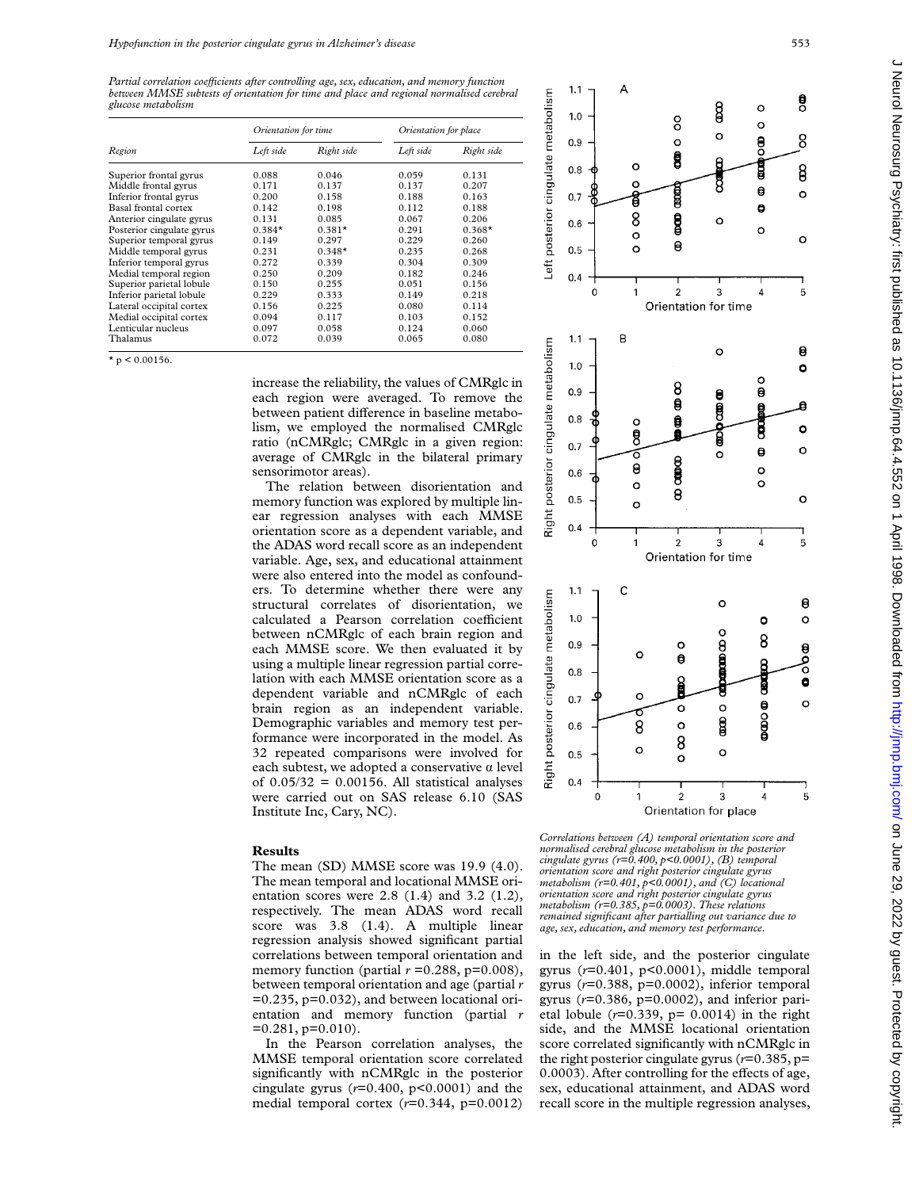*Partial correlation coefficients after controlling age, sex, education, and memory function between MMSE subtests of orientation for time and place and regional normalised cerebral glucose metabolism*

| Region | Orientation for time | | Orientation for place | |
|---|---|---|---|---|
| | Left side | Right side | Left side | Right side |
| Superior frontal gyrus | 0.088 | 0.046 | 0.059 | 0.131 |
| Middle frontal gyrus | 0.171 | 0.137 | 0.137 | 0.207 |
| Inferior frontal gyrus | 0.200 | 0.158 | 0.188 | 0.163 |
| Basal frontal cortex | 0.142 | 0.198 | 0.112 | 0.188 |
| Anterior cingulate gyrus | 0.131 | 0.085 | 0.067 | 0.206 |
| Posterior cingulate gyrus | 0.384* | 0.381* | 0.291 | 0.368* |
| Superior temporal gyrus | 0.149 | 0.297 | 0.229 | 0.260 |
| Middle temporal gyrus | 0.231 | 0.348* | 0.235 | 0.268 |
| Inferior temporal gyrus | 0.272 | 0.339 | 0.304 | 0.309 |
| Medial temporal region | 0.250 | 0.209 | 0.182 | 0.246 |
| Superior parietal lobule | 0.150 | 0.255 | 0.051 | 0.156 |
| Inferior parietal lobule | 0.229 | 0.333 | 0.149 | 0.218 |
| Lateral occipital cortex | 0.156 | 0.225 | 0.080 | 0.114 |
| Medial occipital cortex | 0.094 | 0.117 | 0.103 | 0.152 |
| Lenticular nucleus | 0.097 | 0.058 | 0.124 | 0.060 |
| Thalamus | 0.072 | 0.039 | 0.065 | 0.080 |

* $p < 0.00156$.

increase the reliability, the values of CMRglc in each region were averaged. To remove the between patient difference in baseline metabolism, we employed the normalised CMRglc ratio (nCMRglc; CMRglc in a given region: average of CMRglc in the bilateral primary sensorimotor areas).

The relation between disorientation and memory function was explored by multiple linear regression analyses with each MMSE orientation score as a dependent variable, and the ADAS word recall score as an independent variable. Age, sex, and educational attainment were also entered into the model as confounders. To determine whether there were any structural correlates of disorientation, we calculated a Pearson correlation coefficient between nCMRglc of each brain region and each MMSE score. We then evaluated it by using a multiple linear regression partial correlation with each MMSE orientation score as a dependent variable and nCMRglc of each brain region as an independent variable. Demographic variables and memory test performance were incorporated in the model. As 32 repeated comparisons were involved for each subtest, we adopted a conservative α level of $0.05/32 = 0.00156$. All statistical analyses were carried out on SAS release 6.10 (SAS Institute Inc, Cary, NC).

## Results

The mean (SD) MMSE score was 19.9 (4.0). The mean temporal and locational MMSE orientation scores were 2.8 (1.4) and 3.2 (1.2), respectively. The mean ADAS word recall score was 3.8 (1.4). A multiple linear regression analysis showed significant partial correlations between temporal orientation and memory function (partial $r$ =0.288, p=0.008), between temporal orientation and age (partial $r$ =0.235, p=0.032), and between locational orientation and memory function (partial $r$ =0.281, p=0.010).

In the Pearson correlation analyses, the MMSE temporal orientation score correlated significantly with nCMRglc in the posterior cingulate gyrus ($r$=0.400, p<0.0001) and the medial temporal cortex ($r$=0.344, p=0.0012) in the left side, and the posterior cingulate gyrus ($r$=0.401, p<0.0001), middle temporal gyrus ($r$=0.388, p=0.0002), inferior temporal gyrus ($r$=0.386, p=0.0002), and inferior parietal lobule ($r$=0.339, p= 0.0014) in the right side, and the MMSE locational orientation score correlated significantly with nCMRglc in the right posterior cingulate gyrus ($r$=0.385, p= 0.0003). After controlling for the effects of age, sex, educational attainment, and ADAS word recall score in the multiple regression analyses,

*Correlations between (A) temporal orientation score and normalised cerebral glucose metabolism in the posterior cingulate gyrus (r=0.400, p<0.0001), (B) temporal orientation score and right posterior cingulate gyrus metabolism (r=0.401, p<0.0001), and (C) locational orientation score and right posterior cingulate gyrus metabolism (r=0.385, p=0.0003). These relations remained significant after partialling out variance due to age, sex, education, and memory test performance.*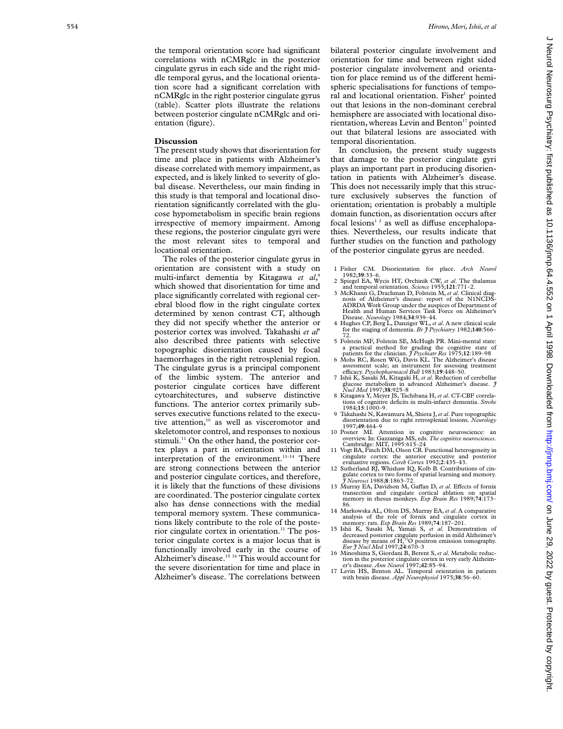the temporal orientation score had significant correlations with nCMRglc in the posterior cingulate gyrus in each side and the right middle temporal gyrus, and the locational orientation score had a significant correlation with nCMRglc in the right posterior cingulate gyrus (table). Scatter plots illustrate the relations between posterior cingulate nCMRglc and orientation (figure).

## Discussion

The present study shows that disorientation for time and place in patients with Alzheimer's disease correlated with memory impairment, as expected, and is likely linked to severity of global disease. Nevertheless, our main finding in this study is that temporal and locational disorientation significantly correlated with the glucose hypometabolism in specific brain regions irrespective of memory impairment. Among these regions, the posterior cingulate gyri were the most relevant sites to temporal and locational orientation.

The roles of the posterior cingulate gyrus in orientation are consistent with a study on multi-infarct dementia by Kitagawa *et al*,[8] which showed that disorientation for time and place significantly correlated with regional cerebral blood flow in the right cingulate cortex determined by xenon contrast CT, although they did not specify whether the anterior or posterior cortex was involved. Takahashi *et al*[9] also described three patients with selective topographic disorientation caused by focal haemorrhages in the right retrosplenial region. The cingulate gyrus is a principal component of the limbic system. The anterior and posterior cingulate cortices have different cytoarchitectures, and subserve distinctive functions. The anterior cortex primarily subserves executive functions related to the executive attention,[10] as well as visceromotor and skeletomotor control, and responses to noxious stimuli.[11] On the other hand, the posterior cortex plays a part in orientation within and interpretation of the environment.[11–14] There are strong connections between the anterior and posterior cingulate cortices, and therefore, it is likely that the functions of these divisions are coordinated. The posterior cingulate cortex also has dense connections with the medial temporal memory system. These communications likely contribute to the role of the posterior cingulate cortex in orientation.[11] The posterior cingulate cortex is a major locus that is functionally involved early in the course of Alzheimer's disease.[15 16] This would account for the severe disorientation for time and place in Alzheimer's disease. The correlations between bilateral posterior cingulate involvement and orientation for time and between right sided posterior cingulate involvement and orientation for place remind us of the different hemispheric specialisations for functions of temporal and locational orientation. Fisher[1] pointed out that lesions in the non-dominant cerebral hemisphere are associated with locational disorientation, whereas Levin and Benton[17] pointed out that bilateral lesions are associated with temporal disorientation.

In conclusion, the present study suggests that damage to the posterior cingulate gyri plays an important part in producing disorientation in patients with Alzheimer's disease. This does not necessarily imply that this structure exclusively subserves the function of orientation; orientation is probably a multiple domain function, as disorientation occurs after focal lesions[1 2] as well as diffuse encephalopathies. Nevertheless, our results indicate that further studies on the function and pathology of the posterior cingulate gyrus are needed.

1. Fisher CM. Disorientation for place. *Arch Neurol* 1982;**39**:33–6.
2. Spiegel EA, Wycis HT, Orchinik CW, *et al*. The thalamus and temporal orientation. *Science* 1955;**121**:771–2.
3. McKhann G, Drachman D, Folstein M, *et al*. Clinical diagnosis of Alzheimer's disease: report of the NINCDS-ADRDA Work Group under the auspices of Department of Health and Human Services Task Force on Alzheimer's Disease. *Neurology* 1984;**34**:939–44.
4. Hughes CP, Berg L, Danziger WL, *et al*. A new clinical scale for the staging of dementia. *Br J Psychiatry* 1982;**140**:566–72.
5. Folstein MF, Folstein SE, McHugh PR. Mini-mental state: a practical method for grading the cognitive state of patients for the clinician. *J Psychiatr Res* 1975;**12**:189–98
6. Mohs RC, Rosen WG, Davis KL. The Alzheimer's disease assessment scale; an instrument for assessing treatment efficacy. *Psychopharmacol Bull* 1983;**19**:448–50.
7. Ishii K, Sasaki M, Kitagaki H, *et al*. Reduction of cerebellar glucose metabolism in advanced Alzheimer's disease. *J Nucl Med* 1997;**38**:925–8
8. Kitagawa Y, Meyer JS, Tachibana H, *et al*. CT-CBF correlations of cognitive deficits in multi-infarct dementia. *Stroke* 1984;**15**:1000–9.
9. Takahashi N, Kawamura M, Shiota J, *et al*. Pure topographic disorientation due to right retrosplenial lesions. *Neurology* 1997;**49**:464–9
10. Posner MI. Attention in cognitive neuroscience: an overview. In: Gazzaniga MS, eds. *The cognitive neurosciences*. Cambridge: MIT, 1995:615–24
11. Vogt BA, Finch DM, Olson CR. Functional heterogeneity in cingulate cortex: the anterior executive and posterior evaluative regions. *Cereb Cortex* 1992;**2**:435–43.
12. Sutherland RJ, Whishaw IQ, Kolb B. Contributions of cingulate cortex to two forms of spatial learning and memory. *J Neurosci* 1988;**8**:1863–72.
13. Murray EA, Davidson M, Gaffan D, *et al*. Effects of fornix transection and cingulate cortical ablation on spatial memory in rhesus monkeys. *Exp Brain Res* 1989;**74**:173–86.
14. Markowska AL, Olton DS, Murray EA, *et al*. A comparative analysis of the role of fornix and cingulate cortex in memory: rats. *Exp Brain Res* 1989;**74**:187–201.
15. Ishii K, Sasaki M, Yamaji S, *et al*. Demonstration of decreased posterior cingulate perfusion in mild Alzheimer's disease by means of $H_2{}^{15}O$ positron emission tomography. *Eur J Nucl Med* 1997;**24**:670–3
16. Minoshima S, Giordani B, Berent S, *et al*. Metabolic reduction in the posterior cingulate cortex in very early Alzheimer's disease. *Ann Neurol* 1997;**42**:85–94.
17. Levin HS, Benton AL. Temporal orientation in patients with brain disease. *Appl Neurophysiol* 1975;**38**:56–60.